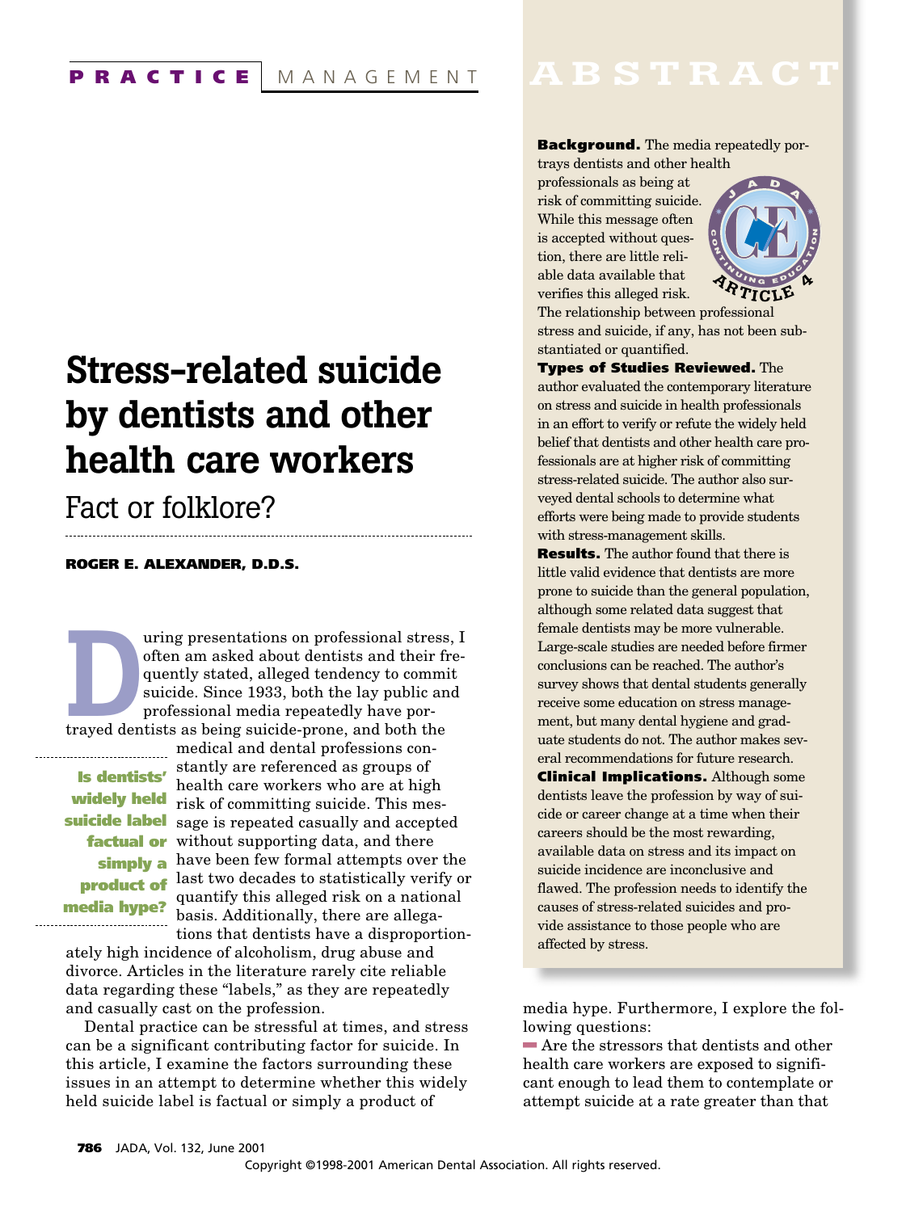PRACTICE MANAGEMENT

# Stress-related suicide by dentists and other health care workers

## Fact or folklore?

**ROGER E. ALEXANDER, D.D.S.**

## ABSTRACT

**Background.** The media repeatedly portrays dentists and other health professionals as being at risk of committing suicide. While this message often is accepted without question, there are little reliable data available that verifies this alleged risk. The relationship between professional stress and suicide, if any, has not been substantiated or quantified.

**Types of Studies Reviewed.** The author evaluated the contemporary literature on stress and suicide in health professionals in an effort to verify or refute the widely held belief that dentists and other health care professionals are at higher risk of committing stress-related suicide. The author also surveyed dental schools to determine what efforts were being made to provide students with stress-management skills.

**Results.** The author found that there is little valid evidence that dentists are more prone to suicide than the general population, although some related data suggest that female dentists may be more vulnerable. Large-scale studies are needed before firmer conclusions can be reached. The author's survey shows that dental students generally receive some education on stress management, but many dental hygiene and graduate students do not. The author makes several recommendations for future research.

**Clinical Implications.** Although some dentists leave the profession by way of suicide or career change at a time when their careers should be the most rewarding, available data on stress and its impact on suicide incidence are inconclusive and flawed. The profession needs to identify the causes of stress-related suicides and provide assistance to those people who are affected by stress.

During presentations on professional stress, I often am asked about dentists and their frequently stated, alleged tendency to commit suicide. Since 1933, both the lay public and professional media repeatedly have portrayed dentists as being suicide-prone, and both the medical and dental professions constantly are referenced as groups of health care workers who are at high risk of committing suicide. This message is repeated casually and accepted without supporting data, and there have been few formal attempts over the last two decades to statistically verify or quantify this alleged risk on a national basis. Additionally, there are allegations that dentists have a disproportionately high incidence of alcoholism, drug abuse and divorce. Articles in the literature rarely cite reliable data regarding these "labels," as they are repeatedly and casually cast on the profession.

*Is dentists' widely held suicide label factual or simply a product of media hype?*

Dental practice can be stressful at times, and stress can be a significant contributing factor for suicide. In this article, I examine the factors surrounding these issues in an attempt to determine whether this widely held suicide label is factual or simply a product of media hype. Furthermore, I explore the following questions:

- Are the stressors that dentists and other health care workers are exposed to significant enough to lead them to contemplate or attempt suicide at a rate greater than that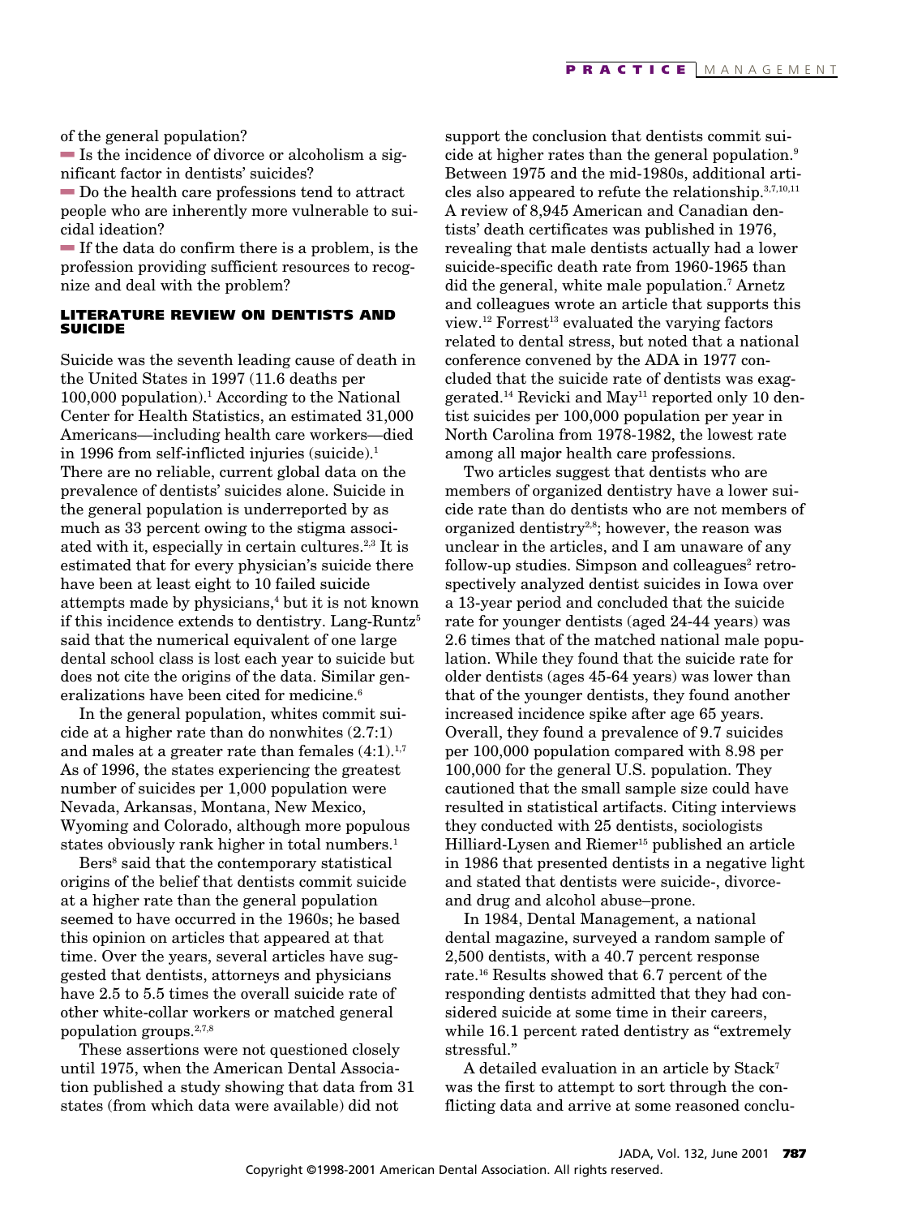of the general population?

- Is the incidence of divorce or alcoholism a significant factor in dentists' suicides?
- Do the health care professions tend to attract people who are inherently more vulnerable to suicidal ideation?
- If the data do confirm there is a problem, is the profession providing sufficient resources to recognize and deal with the problem?

### LITERATURE REVIEW ON DENTISTS AND SUICIDE

Suicide was the seventh leading cause of death in the United States in 1997 (11.6 deaths per 100,000 population).[1] According to the National Center for Health Statistics, an estimated 31,000 Americans—including health care workers—died in 1996 from self-inflicted injuries (suicide).[1] There are no reliable, current global data on the prevalence of dentists' suicides alone. Suicide in the general population is underreported by as much as 33 percent owing to the stigma associated with it, especially in certain cultures.[2,3] It is estimated that for every physician's suicide there have been at least eight to 10 failed suicide attempts made by physicians,[4] but it is not known if this incidence extends to dentistry. Lang-Runtz[5] said that the numerical equivalent of one large dental school class is lost each year to suicide but does not cite the origins of the data. Similar generalizations have been cited for medicine.[6]

In the general population, whites commit suicide at a higher rate than do nonwhites (2.7:1) and males at a greater rate than females (4:1).[1,7] As of 1996, the states experiencing the greatest number of suicides per 1,000 population were Nevada, Arkansas, Montana, New Mexico, Wyoming and Colorado, although more populous states obviously rank higher in total numbers.[1]

Bers[8] said that the contemporary statistical origins of the belief that dentists commit suicide at a higher rate than the general population seemed to have occurred in the 1960s; he based this opinion on articles that appeared at that time. Over the years, several articles have suggested that dentists, attorneys and physicians have 2.5 to 5.5 times the overall suicide rate of other white-collar workers or matched general population groups.[2,7,8]

These assertions were not questioned closely until 1975, when the American Dental Association published a study showing that data from 31 states (from which data were available) did not support the conclusion that dentists commit suicide at higher rates than the general population.[9] Between 1975 and the mid-1980s, additional articles also appeared to refute the relationship.[3,7,10,11] A review of 8,945 American and Canadian dentists' death certificates was published in 1976, revealing that male dentists actually had a lower suicide-specific death rate from 1960-1965 than did the general, white male population.[7] Arnetz and colleagues wrote an article that supports this view.[12] Forrest[13] evaluated the varying factors related to dental stress, but noted that a national conference convened by the ADA in 1977 concluded that the suicide rate of dentists was exaggerated.[14] Revicki and May[11] reported only 10 dentist suicides per 100,000 population per year in North Carolina from 1978-1982, the lowest rate among all major health care professions.

Two articles suggest that dentists who are members of organized dentistry have a lower suicide rate than do dentists who are not members of organized dentistry[2,8]; however, the reason was unclear in the articles, and I am unaware of any follow-up studies. Simpson and colleagues[2] retrospectively analyzed dentist suicides in Iowa over a 13-year period and concluded that the suicide rate for younger dentists (aged 24-44 years) was 2.6 times that of the matched national male population. While they found that the suicide rate for older dentists (ages 45-64 years) was lower than that of the younger dentists, they found another increased incidence spike after age 65 years. Overall, they found a prevalence of 9.7 suicides per 100,000 population compared with 8.98 per 100,000 for the general U.S. population. They cautioned that the small sample size could have resulted in statistical artifacts. Citing interviews they conducted with 25 dentists, sociologists Hilliard-Lysen and Riemer[15] published an article in 1986 that presented dentists in a negative light and stated that dentists were suicide-, divorce- and drug and alcohol abuse–prone.

In 1984, Dental Management, a national dental magazine, surveyed a random sample of 2,500 dentists, with a 40.7 percent response rate.[16] Results showed that 6.7 percent of the responding dentists admitted that they had considered suicide at some time in their careers, while 16.1 percent rated dentistry as "extremely stressful."

A detailed evaluation in an article by Stack[7] was the first to attempt to sort through the conflicting data and arrive at some reasoned conclu-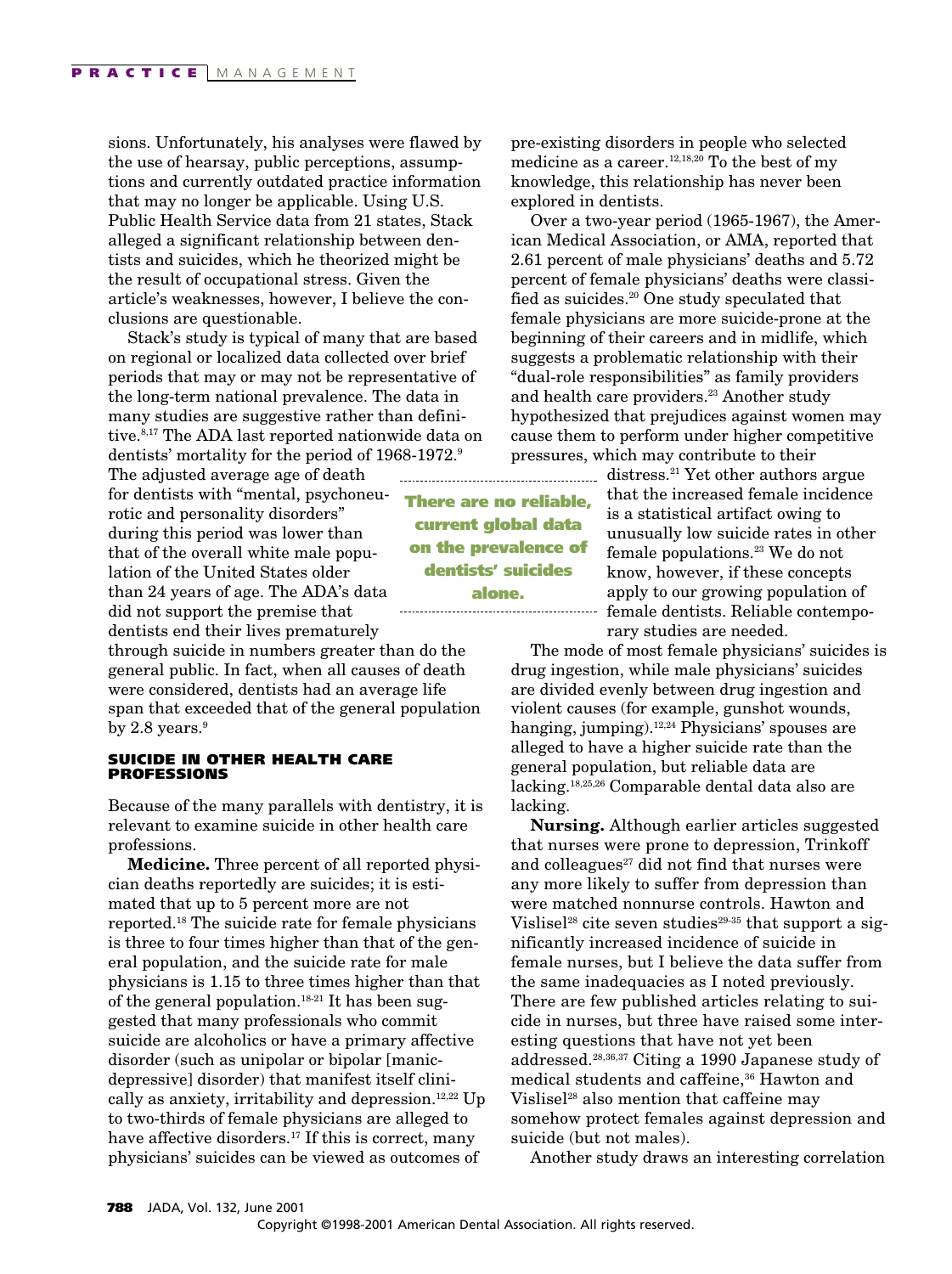sions. Unfortunately, his analyses were flawed by the use of hearsay, public perceptions, assumptions and currently outdated practice information that may no longer be applicable. Using U.S. Public Health Service data from 21 states, Stack alleged a significant relationship between dentists and suicides, which he theorized might be the result of occupational stress. Given the article's weaknesses, however, I believe the conclusions are questionable.

Stack's study is typical of many that are based on regional or localized data collected over brief periods that may or may not be representative of the long-term national prevalence. The data in many studies are suggestive rather than definitive.[8,17] The ADA last reported nationwide data on dentists' mortality for the period of 1968-1972.[9] The adjusted average age of death for dentists with "mental, psychoneurotic and personality disorders" during this period was lower than that of the overall white male population of the United States older than 24 years of age. The ADA's data did not support the premise that dentists end their lives prematurely through suicide in numbers greater than do the general public. In fact, when all causes of death were considered, dentists had an average life span that exceeded that of the general population by 2.8 years.[9]

**There are no reliable, current global data on the prevalence of dentists' suicides alone.**

## SUICIDE IN OTHER HEALTH CARE PROFESSIONS

Because of the many parallels with dentistry, it is relevant to examine suicide in other health care professions.

**Medicine.** Three percent of all reported physician deaths reportedly are suicides; it is estimated that up to 5 percent more are not reported.[18] The suicide rate for female physicians is three to four times higher than that of the general population, and the suicide rate for male physicians is 1.15 to three times higher than that of the general population.[18-21] It has been suggested that many professionals who commit suicide are alcoholics or have a primary affective disorder (such as unipolar or bipolar [manic-depressive] disorder) that manifest itself clinically as anxiety, irritability and depression.[12,22] Up to two-thirds of female physicians are alleged to have affective disorders.[17] If this is correct, many physicians' suicides can be viewed as outcomes of pre-existing disorders in people who selected medicine as a career.[12,18,20] To the best of my knowledge, this relationship has never been explored in dentists.

Over a two-year period (1965-1967), the American Medical Association, or AMA, reported that 2.61 percent of male physicians' deaths and 5.72 percent of female physicians' deaths were classified as suicides.[20] One study speculated that female physicians are more suicide-prone at the beginning of their careers and in midlife, which suggests a problematic relationship with their "dual-role responsibilities" as family providers and health care providers.[23] Another study hypothesized that prejudices against women may cause them to perform under higher competitive pressures, which may contribute to their distress.[21] Yet other authors argue that the increased female incidence is a statistical artifact owing to unusually low suicide rates in other female populations.[23] We do not know, however, if these concepts apply to our growing population of female dentists. Reliable contemporary studies are needed.

The mode of most female physicians' suicides is drug ingestion, while male physicians' suicides are divided evenly between drug ingestion and violent causes (for example, gunshot wounds, hanging, jumping).[12,24] Physicians' spouses are alleged to have a higher suicide rate than the general population, but reliable data are lacking.[18,25,26] Comparable dental data also are lacking.

**Nursing.** Although earlier articles suggested that nurses were prone to depression, Trinkoff and colleagues[27] did not find that nurses were any more likely to suffer from depression than were matched nonnurse controls. Hawton and Vislisel[28] cite seven studies[29-35] that support a significantly increased incidence of suicide in female nurses, but I believe the data suffer from the same inadequacies as I noted previously. There are few published articles relating to suicide in nurses, but three have raised some interesting questions that have not yet been addressed.[28,36,37] Citing a 1990 Japanese study of medical students and caffeine,[36] Hawton and Vislisel[28] also mention that caffeine may somehow protect females against depression and suicide (but not males).

Another study draws an interesting correlation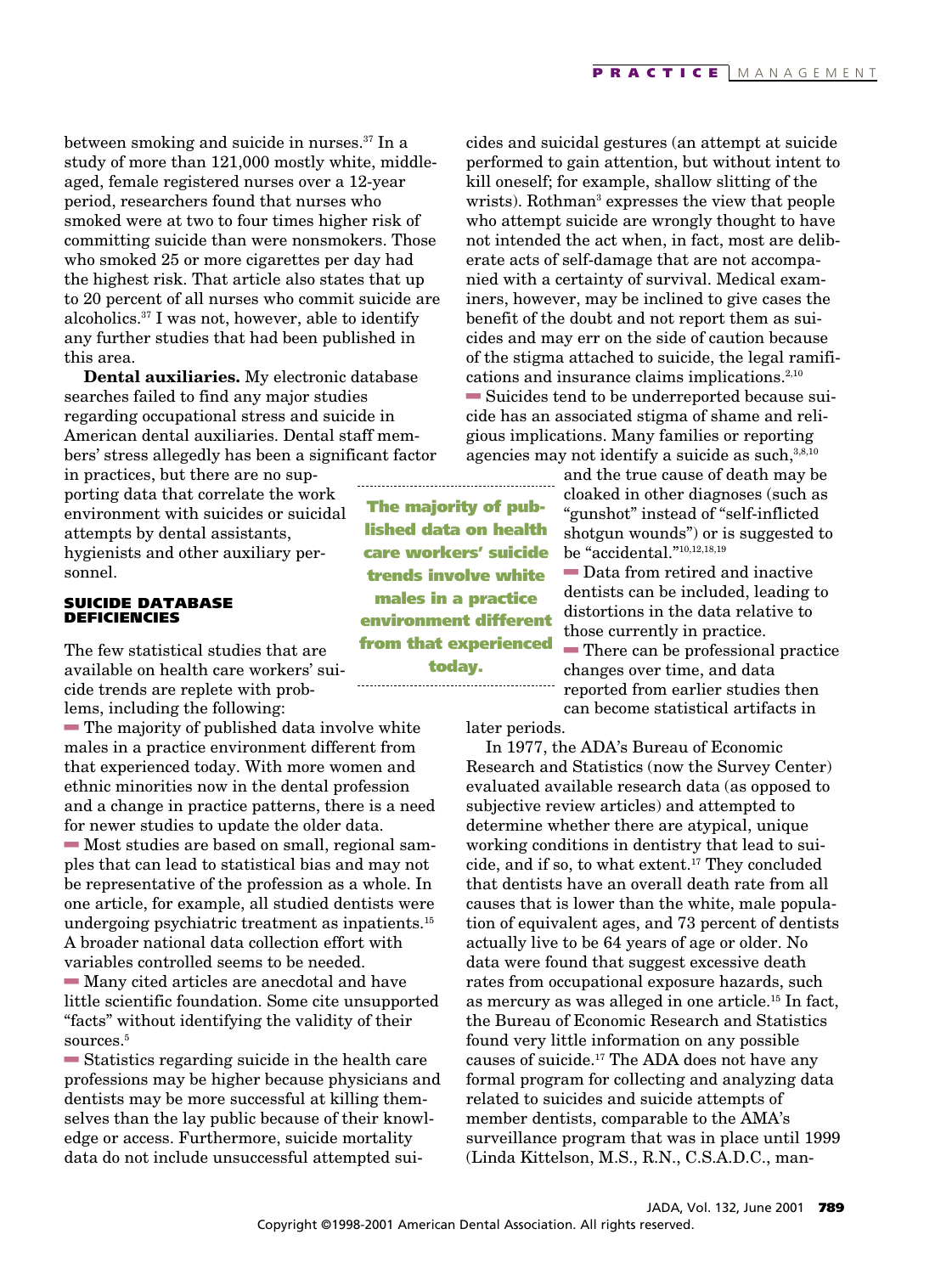between smoking and suicide in nurses.[37] In a study of more than 121,000 mostly white, middle-aged, female registered nurses over a 12-year period, researchers found that nurses who smoked were at two to four times higher risk of committing suicide than were nonsmokers. Those who smoked 25 or more cigarettes per day had the highest risk. That article also states that up to 20 percent of all nurses who commit suicide are alcoholics.[37] I was not, however, able to identify any further studies that had been published in this area.

**Dental auxiliaries.** My electronic database searches failed to find any major studies regarding occupational stress and suicide in American dental auxiliaries. Dental staff members' stress allegedly has been a significant factor in practices, but there are no supporting data that correlate the work environment with suicides or suicidal attempts by dental assistants, hygienists and other auxiliary personnel.

## SUICIDE DATABASE DEFICIENCIES

The few statistical studies that are available on health care workers' suicide trends are replete with problems, including the following:

- The majority of published data involve white males in a practice environment different from that experienced today. With more women and ethnic minorities now in the dental profession and a change in practice patterns, there is a need for newer studies to update the older data.
- Most studies are based on small, regional samples that can lead to statistical bias and may not be representative of the profession as a whole. In one article, for example, all studied dentists were undergoing psychiatric treatment as inpatients.[15] A broader national data collection effort with variables controlled seems to be needed.
- Many cited articles are anecdotal and have little scientific foundation. Some cite unsupported "facts" without identifying the validity of their sources.[5]
- Statistics regarding suicide in the health care professions may be higher because physicians and dentists may be more successful at killing themselves than the lay public because of their knowledge or access. Furthermore, suicide mortality data do not include unsuccessful attempted suicides and suicidal gestures (an attempt at suicide performed to gain attention, but without intent to kill oneself; for example, shallow slitting of the wrists). Rothman[3] expresses the view that people who attempt suicide are wrongly thought to have not intended the act when, in fact, most are deliberate acts of self-damage that are not accompanied with a certainty of survival. Medical examiners, however, may be inclined to give cases the benefit of the doubt and not report them as suicides and may err on the side of caution because of the stigma attached to suicide, the legal ramifications and insurance claims implications.[2,10]
- Suicides tend to be underreported because suicide has an associated stigma of shame and religious implications. Many families or reporting agencies may not identify a suicide as such,[3,8,10] and the true cause of death may be cloaked in other diagnoses (such as "gunshot" instead of "self-inflicted shotgun wounds") or is suggested to be "accidental."[10,12,18,19]
- Data from retired and inactive dentists can be included, leading to distortions in the data relative to those currently in practice.
- There can be professional practice changes over time, and data reported from earlier studies then can become statistical artifacts in later periods.

**The majority of published data on health care workers' suicide trends involve white males in a practice environment different from that experienced today.**

In 1977, the ADA's Bureau of Economic Research and Statistics (now the Survey Center) evaluated available research data (as opposed to subjective review articles) and attempted to determine whether there are atypical, unique working conditions in dentistry that lead to suicide, and if so, to what extent.[17] They concluded that dentists have an overall death rate from all causes that is lower than the white, male population of equivalent ages, and 73 percent of dentists actually live to be 64 years of age or older. No data were found that suggest excessive death rates from occupational exposure hazards, such as mercury as was alleged in one article.[15] In fact, the Bureau of Economic Research and Statistics found very little information on any possible causes of suicide.[17] The ADA does not have any formal program for collecting and analyzing data related to suicides and suicide attempts of member dentists, comparable to the AMA's surveillance program that was in place until 1999 (Linda Kittelson, M.S., R.N., C.S.A.D.C., man-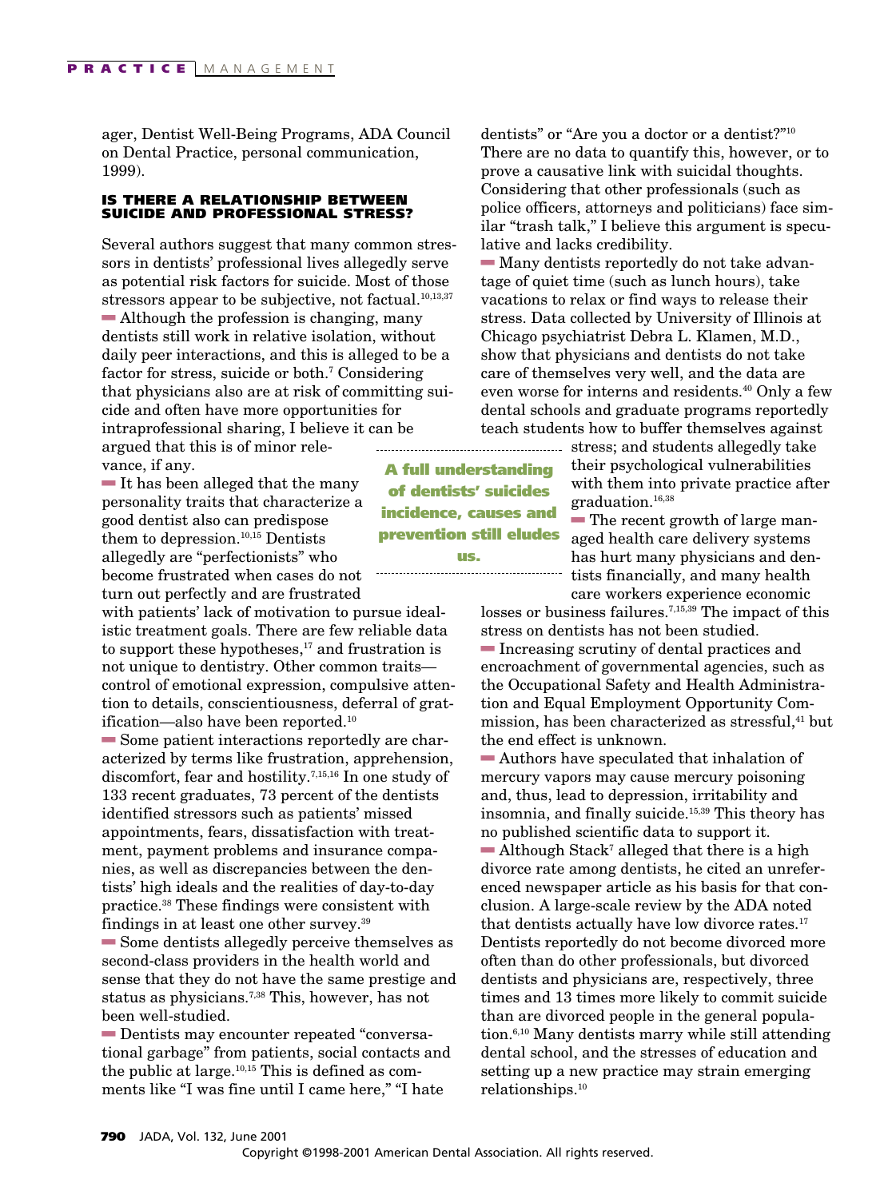ager, Dentist Well-Being Programs, ADA Council on Dental Practice, personal communication, 1999).

### IS THERE A RELATIONSHIP BETWEEN SUICIDE AND PROFESSIONAL STRESS?

Several authors suggest that many common stressors in dentists' professional lives allegedly serve as potential risk factors for suicide. Most of those stressors appear to be subjective, not factual.[10,13,37]

- Although the profession is changing, many dentists still work in relative isolation, without daily peer interactions, and this is alleged to be a factor for stress, suicide or both.[7] Considering that physicians also are at risk of committing suicide and often have more opportunities for intraprofessional sharing, I believe it can be argued that this is of minor relevance, if any.
- It has been alleged that the many personality traits that characterize a good dentist also can predispose them to depression.[10,15] Dentists allegedly are "perfectionists" who become frustrated when cases do not turn out perfectly and are frustrated with patients' lack of motivation to pursue idealistic treatment goals. There are few reliable data to support these hypotheses,[17] and frustration is not unique to dentistry. Other common traits—control of emotional expression, compulsive attention to details, conscientiousness, deferral of gratification—also have been reported.[10]
- Some patient interactions reportedly are characterized by terms like frustration, apprehension, discomfort, fear and hostility.[7,15,16] In one study of 133 recent graduates, 73 percent of the dentists identified stressors such as patients' missed appointments, fears, dissatisfaction with treatment, payment problems and insurance companies, as well as discrepancies between the dentists' high ideals and the realities of day-to-day practice.[38] These findings were consistent with findings in at least one other survey.[39]
- Some dentists allegedly perceive themselves as second-class providers in the health world and sense that they do not have the same prestige and status as physicians.[7,38] This, however, has not been well-studied.
- Dentists may encounter repeated "conversational garbage" from patients, social contacts and the public at large.[10,15] This is defined as comments like "I was fine until I came here," "I hate dentists" or "Are you a doctor or a dentist?"[10] There are no data to quantify this, however, or to prove a causative link with suicidal thoughts. Considering that other professionals (such as police officers, attorneys and politicians) face similar "trash talk," I believe this argument is speculative and lacks credibility.
- Many dentists reportedly do not take advantage of quiet time (such as lunch hours), take vacations to relax or find ways to release their stress. Data collected by University of Illinois at Chicago psychiatrist Debra L. Klamen, M.D., show that physicians and dentists do not take care of themselves very well, and the data are even worse for interns and residents.[40] Only a few dental schools and graduate programs reportedly teach students how to buffer themselves against stress; and students allegedly take their psychological vulnerabilities with them into private practice after graduation.[16,38]

**A full understanding of dentists' suicides incidence, causes and prevention still eludes us.**

- The recent growth of large managed health care delivery systems has hurt many physicians and dentists financially, and many health care workers experience economic losses or business failures.[7,15,39] The impact of this stress on dentists has not been studied.
- Increasing scrutiny of dental practices and encroachment of governmental agencies, such as the Occupational Safety and Health Administration and Equal Employment Opportunity Commission, has been characterized as stressful,[41] but the end effect is unknown.
- Authors have speculated that inhalation of mercury vapors may cause mercury poisoning and, thus, lead to depression, irritability and insomnia, and finally suicide.[15,39] This theory has no published scientific data to support it.
- Although Stack[7] alleged that there is a high divorce rate among dentists, he cited an unreferenced newspaper article as his basis for that conclusion. A large-scale review by the ADA noted that dentists actually have low divorce rates.[17] Dentists reportedly do not become divorced more often than do other professionals, but divorced dentists and physicians are, respectively, three times and 13 times more likely to commit suicide than are divorced people in the general population.[6,10] Many dentists marry while still attending dental school, and the stresses of education and setting up a new practice may strain emerging relationships.[10]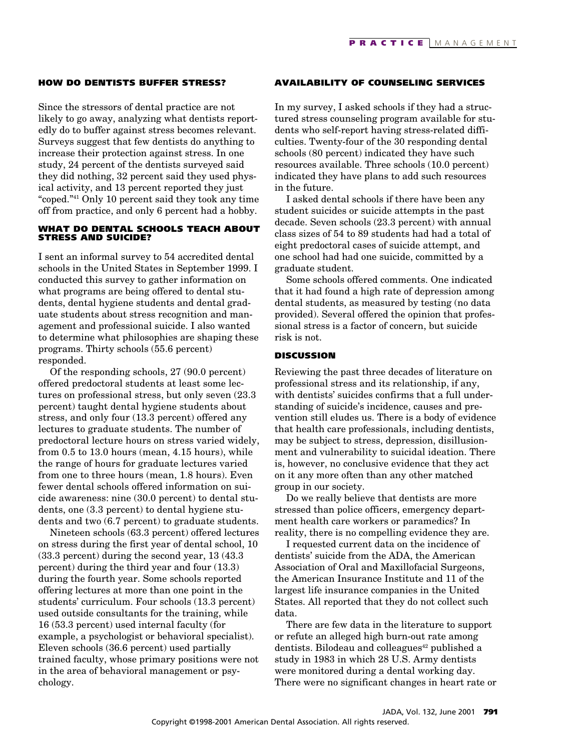### HOW DO DENTISTS BUFFER STRESS?

Since the stressors of dental practice are not likely to go away, analyzing what dentists reportedly do to buffer against stress becomes relevant. Surveys suggest that few dentists do anything to increase their protection against stress. In one study, 24 percent of the dentists surveyed said they did nothing, 32 percent said they used physical activity, and 13 percent reported they just "coped."[41] Only 10 percent said they took any time off from practice, and only 6 percent had a hobby.

### WHAT DO DENTAL SCHOOLS TEACH ABOUT STRESS AND SUICIDE?

I sent an informal survey to 54 accredited dental schools in the United States in September 1999. I conducted this survey to gather information on what programs are being offered to dental students, dental hygiene students and dental graduate students about stress recognition and management and professional suicide. I also wanted to determine what philosophies are shaping these programs. Thirty schools (55.6 percent) responded.

Of the responding schools, 27 (90.0 percent) offered predoctoral students at least some lectures on professional stress, but only seven (23.3 percent) taught dental hygiene students about stress, and only four (13.3 percent) offered any lectures to graduate students. The number of predoctoral lecture hours on stress varied widely, from 0.5 to 13.0 hours (mean, 4.15 hours), while the range of hours for graduate lectures varied from one to three hours (mean, 1.8 hours). Even fewer dental schools offered information on suicide awareness: nine (30.0 percent) to dental students, one (3.3 percent) to dental hygiene students and two (6.7 percent) to graduate students.

Nineteen schools (63.3 percent) offered lectures on stress during the first year of dental school, 10 (33.3 percent) during the second year, 13 (43.3 percent) during the third year and four (13.3) during the fourth year. Some schools reported offering lectures at more than one point in the students' curriculum. Four schools (13.3 percent) used outside consultants for the training, while 16 (53.3 percent) used internal faculty (for example, a psychologist or behavioral specialist). Eleven schools (36.6 percent) used partially trained faculty, whose primary positions were not in the area of behavioral management or psychology.

### AVAILABILITY OF COUNSELING SERVICES

In my survey, I asked schools if they had a structured stress counseling program available for students who self-report having stress-related difficulties. Twenty-four of the 30 responding dental schools (80 percent) indicated they have such resources available. Three schools (10.0 percent) indicated they have plans to add such resources in the future.

I asked dental schools if there have been any student suicides or suicide attempts in the past decade. Seven schools (23.3 percent) with annual class sizes of 54 to 89 students had had a total of eight predoctoral cases of suicide attempt, and one school had had one suicide, committed by a graduate student.

Some schools offered comments. One indicated that it had found a high rate of depression among dental students, as measured by testing (no data provided). Several offered the opinion that professional stress is a factor of concern, but suicide risk is not.

### DISCUSSION

Reviewing the past three decades of literature on professional stress and its relationship, if any, with dentists' suicides confirms that a full understanding of suicide's incidence, causes and prevention still eludes us. There is a body of evidence that health care professionals, including dentists, may be subject to stress, depression, disillusionment and vulnerability to suicidal ideation. There is, however, no conclusive evidence that they act on it any more often than any other matched group in our society.

Do we really believe that dentists are more stressed than police officers, emergency department health care workers or paramedics? In reality, there is no compelling evidence they are.

I requested current data on the incidence of dentists' suicide from the ADA, the American Association of Oral and Maxillofacial Surgeons, the American Insurance Institute and 11 of the largest life insurance companies in the United States. All reported that they do not collect such data.

There are few data in the literature to support or refute an alleged high burn-out rate among dentists. Bilodeau and colleagues[42] published a study in 1983 in which 28 U.S. Army dentists were monitored during a dental working day. There were no significant changes in heart rate or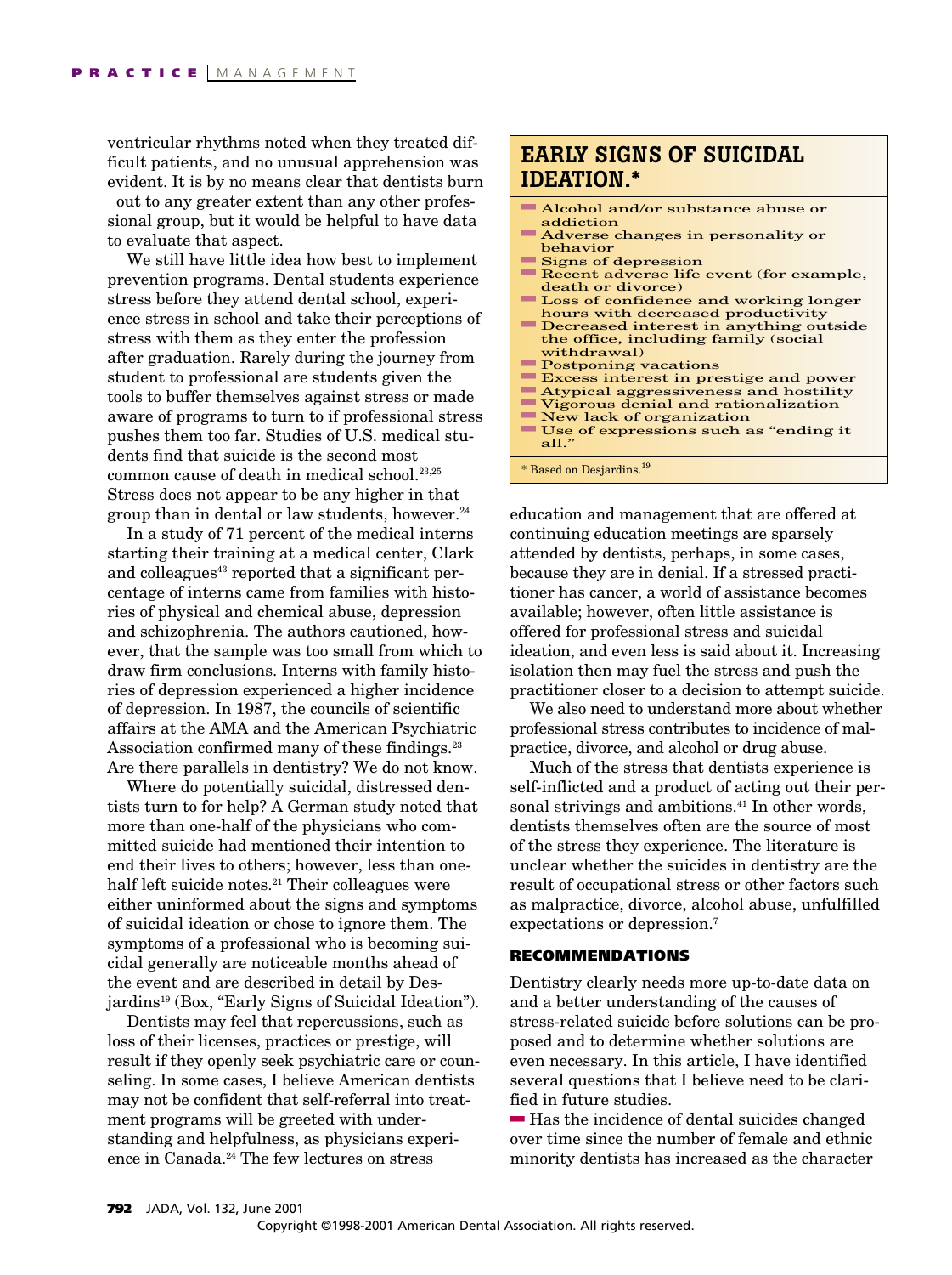ventricular rhythms noted when they treated difficult patients, and no unusual apprehension was evident. It is by no means clear that dentists burn out to any greater extent than any other professional group, but it would be helpful to have data to evaluate that aspect.

We still have little idea how best to implement prevention programs. Dental students experience stress before they attend dental school, experience stress in school and take their perceptions of stress with them as they enter the profession after graduation. Rarely during the journey from student to professional are students given the tools to buffer themselves against stress or made aware of programs to turn to if professional stress pushes them too far. Studies of U.S. medical students find that suicide is the second most common cause of death in medical school.[23,25] Stress does not appear to be any higher in that group than in dental or law students, however.[24]

In a study of 71 percent of the medical interns starting their training at a medical center, Clark and colleagues[43] reported that a significant percentage of interns came from families with histories of physical and chemical abuse, depression and schizophrenia. The authors cautioned, however, that the sample was too small from which to draw firm conclusions. Interns with family histories of depression experienced a higher incidence of depression. In 1987, the councils of scientific affairs at the AMA and the American Psychiatric Association confirmed many of these findings.[23] Are there parallels in dentistry? We do not know.

Where do potentially suicidal, distressed dentists turn to for help? A German study noted that more than one-half of the physicians who committed suicide had mentioned their intention to end their lives to others; however, less than one-half left suicide notes.[21] Their colleagues were either uninformed about the signs and symptoms of suicidal ideation or chose to ignore them. The symptoms of a professional who is becoming suicidal generally are noticeable months ahead of the event and are described in detail by Desjardins[19] (Box, "Early Signs of Suicidal Ideation").

## EARLY SIGNS OF SUICIDAL IDEATION.*

- Alcohol and/or substance abuse or addiction
- Adverse changes in personality or behavior
- Signs of depression
- Recent adverse life event (for example, death or divorce)
- Loss of confidence and working longer hours with decreased productivity
- Decreased interest in anything outside the office, including family (social withdrawal)
- Postponing vacations
- Excess interest in prestige and power
- Atypical aggressiveness and hostility
- Vigorous denial and rationalization
- New lack of organization
- Use of expressions such as "ending it all."

\* Based on Desjardins.[19]

Dentists may feel that repercussions, such as loss of their licenses, practices or prestige, will result if they openly seek psychiatric care or counseling. In some cases, I believe American dentists may not be confident that self-referral into treatment programs will be greeted with understanding and helpfulness, as physicians experience in Canada.[24] The few lectures on stress education and management that are offered at continuing education meetings are sparsely attended by dentists, perhaps, in some cases, because they are in denial. If a stressed practitioner has cancer, a world of assistance becomes available; however, often little assistance is offered for professional stress and suicidal ideation, and even less is said about it. Increasing isolation then may fuel the stress and push the practitioner closer to a decision to attempt suicide.

We also need to understand more about whether professional stress contributes to incidence of malpractice, divorce, and alcohol or drug abuse.

Much of the stress that dentists experience is self-inflicted and a product of acting out their personal strivings and ambitions.[41] In other words, dentists themselves often are the source of most of the stress they experience. The literature is unclear whether the suicides in dentistry are the result of occupational stress or other factors such as malpractice, divorce, alcohol abuse, unfulfilled expectations or depression.[7]

### RECOMMENDATIONS

Dentistry clearly needs more up-to-date data on and a better understanding of the causes of stress-related suicide before solutions can be proposed and to determine whether solutions are even necessary. In this article, I have identified several questions that I believe need to be clarified in future studies.

- Has the incidence of dental suicides changed over time since the number of female and ethnic minority dentists has increased as the character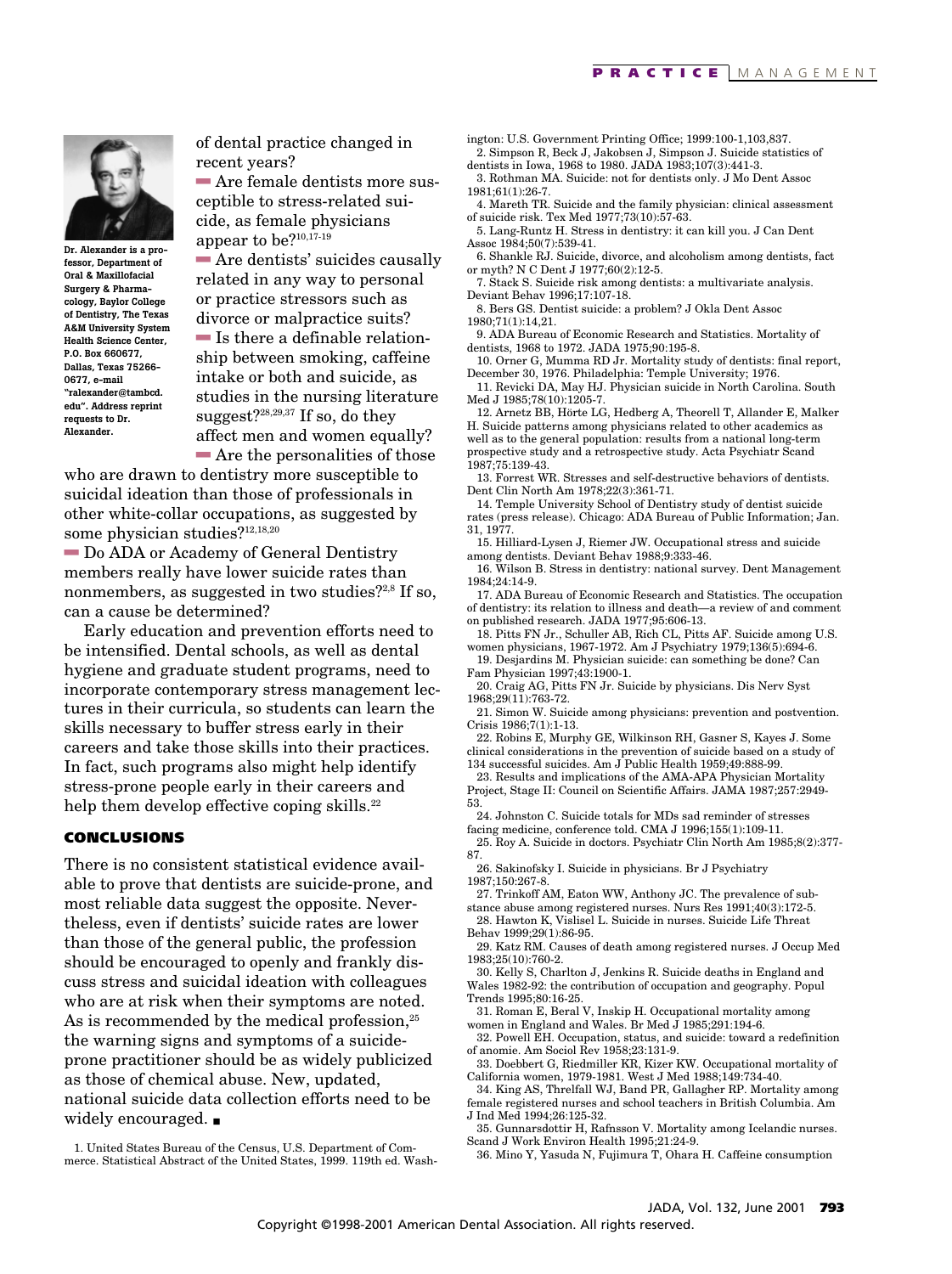Dr. Alexander is a professor, Department of Oral & Maxillofacial Surgery & Pharmacology, Baylor College of Dentistry, The Texas A&M University System Health Science Center, P.O. Box 660677, Dallas, Texas 75266-0677, e-mail "ralexander@tambcd.edu". Address reprint requests to Dr. Alexander.

of dental practice changed in recent years?

- Are female dentists more susceptible to stress-related suicide, as female physicians appear to be?[10,17-19]
- Are dentists' suicides causally related in any way to personal or practice stressors such as divorce or malpractice suits?
- Is there a definable relationship between smoking, caffeine intake or both and suicide, as studies in the nursing literature suggest?[28,29,37] If so, do they affect men and women equally?
- Are the personalities of those who are drawn to dentistry more susceptible to suicidal ideation than those of professionals in other white-collar occupations, as suggested by some physician studies?[12,18,20]
- Do ADA or Academy of General Dentistry members really have lower suicide rates than nonmembers, as suggested in two studies?[2,8] If so, can a cause be determined?

Early education and prevention efforts need to be intensified. Dental schools, as well as dental hygiene and graduate student programs, need to incorporate contemporary stress management lectures in their curricula, so students can learn the skills necessary to buffer stress early in their careers and take those skills into their practices. In fact, such programs also might help identify stress-prone people early in their careers and help them develop effective coping skills.[22]

## CONCLUSIONS

There is no consistent statistical evidence available to prove that dentists are suicide-prone, and most reliable data suggest the opposite. Nevertheless, even if dentists' suicide rates are lower than those of the general public, the profession should be encouraged to openly and frankly discuss stress and suicidal ideation with colleagues who are at risk when their symptoms are noted. As is recommended by the medical profession,[25] the warning signs and symptoms of a suicide-prone practitioner should be as widely publicized as those of chemical abuse. New, updated, national suicide data collection efforts need to be widely encouraged. ■

1. United States Bureau of the Census, U.S. Department of Commerce. Statistical Abstract of the United States, 1999. 119th ed. Washington: U.S. Government Printing Office; 1999:100-1,103,837.
2. Simpson R, Beck J, Jakobsen J, Simpson J. Suicide statistics of dentists in Iowa, 1968 to 1980. JADA 1983;107(3):441-3.
3. Rothman MA. Suicide: not for dentists only. J Mo Dent Assoc 1981;61(1):26-7.
4. Mareth TR. Suicide and the family physician: clinical assessment of suicide risk. Tex Med 1977;73(10):57-63.
5. Lang-Runtz H. Stress in dentistry: it can kill you. J Can Dent Assoc 1984;50(7):539-41.
6. Shankle RJ. Suicide, divorce, and alcoholism among dentists, fact or myth? N C Dent J 1977;60(2):12-5.
7. Stack S. Suicide risk among dentists: a multivariate analysis. Deviant Behav 1996;17:107-18.
8. Bers GS. Dentist suicide: a problem? J Okla Dent Assoc 1980;71(1):14,21.
9. ADA Bureau of Economic Research and Statistics. Mortality of dentists, 1968 to 1972. JADA 1975;90:195-8.
10. Orner G, Mumma RD Jr. Mortality study of dentists: final report, December 30, 1976. Philadelphia: Temple University; 1976.
11. Revicki DA, May HJ. Physician suicide in North Carolina. South Med J 1985;78(10):1205-7.
12. Arnetz BB, Hörte LG, Hedberg A, Theorell T, Allander E, Malker H. Suicide patterns among physicians related to other academics as well as to the general population: results from a national long-term prospective study and a retrospective study. Acta Psychiatr Scand 1987;75:139-43.
13. Forrest WR. Stresses and self-destructive behaviors of dentists. Dent Clin North Am 1978;22(3):361-71.
14. Temple University School of Dentistry study of dentist suicide rates (press release). Chicago: ADA Bureau of Public Information; Jan. 31, 1977.
15. Hilliard-Lysen J, Riemer JW. Occupational stress and suicide among dentists. Deviant Behav 1988;9:333-46.
16. Wilson B. Stress in dentistry: national survey. Dent Management 1984;24:14-9.
17. ADA Bureau of Economic Research and Statistics. The occupation of dentistry: its relation to illness and death—a review of and comment on published research. JADA 1977;95:606-13.
18. Pitts FN Jr., Schuller AB, Rich CL, Pitts AF. Suicide among U.S. women physicians, 1967-1972. Am J Psychiatry 1979;136(5):694-6.
19. Desjardins M. Physician suicide: can something be done? Can Fam Physician 1997;43:1900-1.
20. Craig AG, Pitts FN Jr. Suicide by physicians. Dis Nerv Syst 1968;29(11):763-72.
21. Simon W. Suicide among physicians: prevention and postvention. Crisis 1986;7(1):1-13.
22. Robins E, Murphy GE, Wilkinson RH, Gasner S, Kayes J. Some clinical considerations in the prevention of suicide based on a study of 134 successful suicides. Am J Public Health 1959;49:888-99.
23. Results and implications of the AMA-APA Physician Mortality Project, Stage II: Council on Scientific Affairs. JAMA 1987;257:2949-53.
24. Johnston C. Suicide totals for MDs sad reminder of stresses facing medicine, conference told. CMA J 1996;155(1):109-11.
25. Roy A. Suicide in doctors. Psychiatr Clin North Am 1985;8(2):377-87.
26. Sakinofsky I. Suicide in physicians. Br J Psychiatry 1987;150:267-8.
27. Trinkoff AM, Eaton WW, Anthony JC. The prevalence of substance abuse among registered nurses. Nurs Res 1991;40(3):172-5.
28. Hawton K, Vislisel L. Suicide in nurses. Suicide Life Threat Behav 1999;29(1):86-95.
29. Katz RM. Causes of death among registered nurses. J Occup Med 1983;25(10):760-2.
30. Kelly S, Charlton J, Jenkins R. Suicide deaths in England and Wales 1982-92: the contribution of occupation and geography. Popul Trends 1995;80:16-25.
31. Roman E, Beral V, Inskip H. Occupational mortality among women in England and Wales. Br Med J 1985;291:194-6.
32. Powell EH. Occupation, status, and suicide: toward a redefinition of anomie. Am Sociol Rev 1958;23:131-9.
33. Doebbert G, Riedmiller KR, Kizer KW. Occupational mortality of California women, 1979-1981. West J Med 1988;149:734-40.
34. King AS, Threlfall WJ, Band PR, Gallagher RP. Mortality among female registered nurses and school teachers in British Columbia. Am J Ind Med 1994;26:125-32.
35. Gunnarsdottir H, Rafnsson V. Mortality among Icelandic nurses. Scand J Work Environ Health 1995;21:24-9.
36. Mino Y, Yasuda N, Fujimura T, Ohara H. Caffeine consumption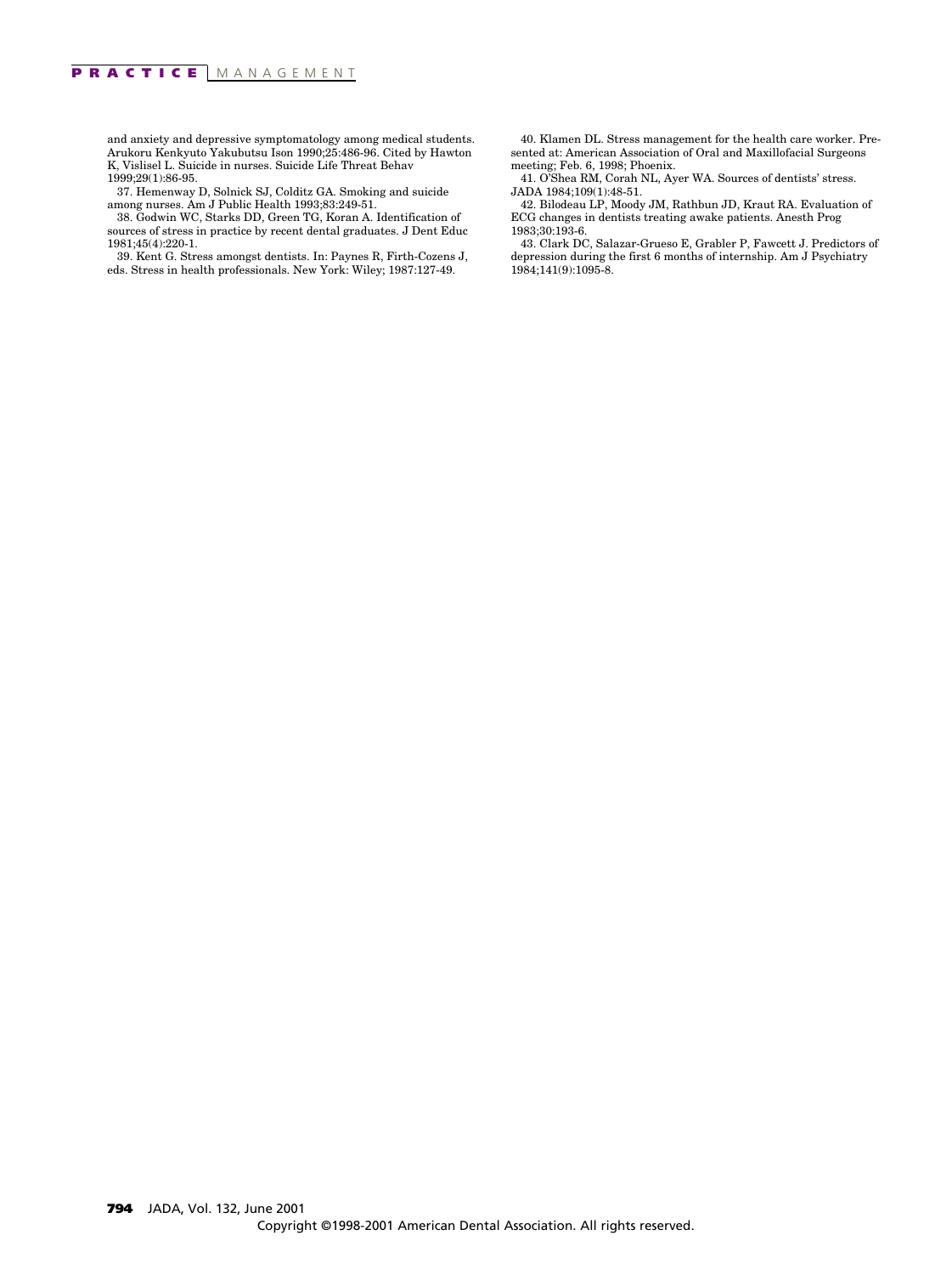and anxiety and depressive symptomatology among medical students. Arukoru Kenkyuto Yakubutsu Ison 1990;25:486-96. Cited by Hawton K, Vislisel L. Suicide in nurses. Suicide Life Threat Behav 1999;29(1):86-95.

37. Hemenway D, Solnick SJ, Colditz GA. Smoking and suicide among nurses. Am J Public Health 1993;83:249-51.

38. Godwin WC, Starks DD, Green TG, Koran A. Identification of sources of stress in practice by recent dental graduates. J Dent Educ 1981;45(4):220-1.

39. Kent G. Stress amongst dentists. In: Paynes R, Firth-Cozens J, eds. Stress in health professionals. New York: Wiley; 1987:127-49.

40. Klamen DL. Stress management for the health care worker. Presented at: American Association of Oral and Maxillofacial Surgeons meeting; Feb. 6, 1998; Phoenix.

41. O'Shea RM, Corah NL, Ayer WA. Sources of dentists' stress. JADA 1984;109(1):48-51.

42. Bilodeau LP, Moody JM, Rathbun JD, Kraut RA. Evaluation of ECG changes in dentists treating awake patients. Anesth Prog 1983;30:193-6.

43. Clark DC, Salazar-Grueso E, Grabler P, Fawcett J. Predictors of depression during the first 6 months of internship. Am J Psychiatry 1984;141(9):1095-8.

Copyright ©1998-2001 American Dental Association. All rights reserved.